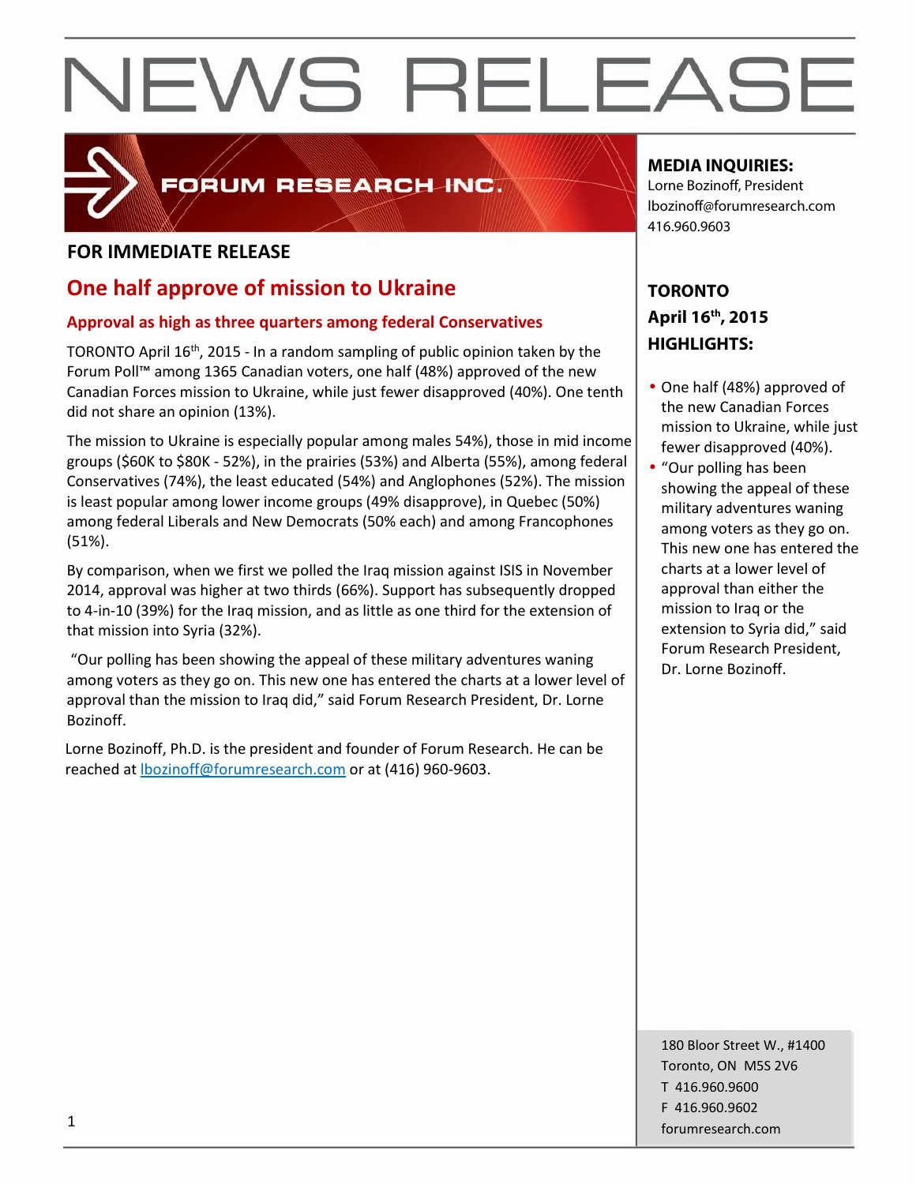# NEWS RELEASE

FORUM RESEARCH INC.

**FOR IMMEDIATE RELEASE**

## One half approve of mission to Ukraine

### Approval as high as three quarters among federal Conservatives

TORONTO April 16th, 2015 - In a random sampling of public opinion taken by the Forum Poll™ among 1365 Canadian voters, one half (48%) approved of the new Canadian Forces mission to Ukraine, while just fewer disapproved (40%). One tenth did not share an opinion (13%).

The mission to Ukraine is especially popular among males 54%), those in mid income groups ($60K to $80K - 52%), in the prairies (53%) and Alberta (55%), among federal Conservatives (74%), the least educated (54%) and Anglophones (52%). The mission is least popular among lower income groups (49% disapprove), in Quebec (50%) among federal Liberals and New Democrats (50% each) and among Francophones (51%).

By comparison, when we first we polled the Iraq mission against ISIS in November 2014, approval was higher at two thirds (66%). Support has subsequently dropped to 4-in-10 (39%) for the Iraq mission, and as little as one third for the extension of that mission into Syria (32%).

"Our polling has been showing the appeal of these military adventures waning among voters as they go on. This new one has entered the charts at a lower level of approval than the mission to Iraq did," said Forum Research President, Dr. Lorne Bozinoff.

Lorne Bozinoff, Ph.D. is the president and founder of Forum Research. He can be reached at lbozinoff@forumresearch.com or at (416) 960-9603.

**MEDIA INQUIRIES:**
Lorne Bozinoff, President
lbozinoff@forumresearch.com
416.960.9603

**TORONTO**
**April 16th, 2015**
**HIGHLIGHTS:**

- One half (48%) approved of the new Canadian Forces mission to Ukraine, while just fewer disapproved (40%).
- "Our polling has been showing the appeal of these military adventures waning among voters as they go on. This new one has entered the charts at a lower level of approval than either the mission to Iraq or the extension to Syria did," said Forum Research President, Dr. Lorne Bozinoff.

180 Bloor Street W., #1400
Toronto, ON M5S 2V6
T 416.960.9600
F 416.960.9602
forumresearch.com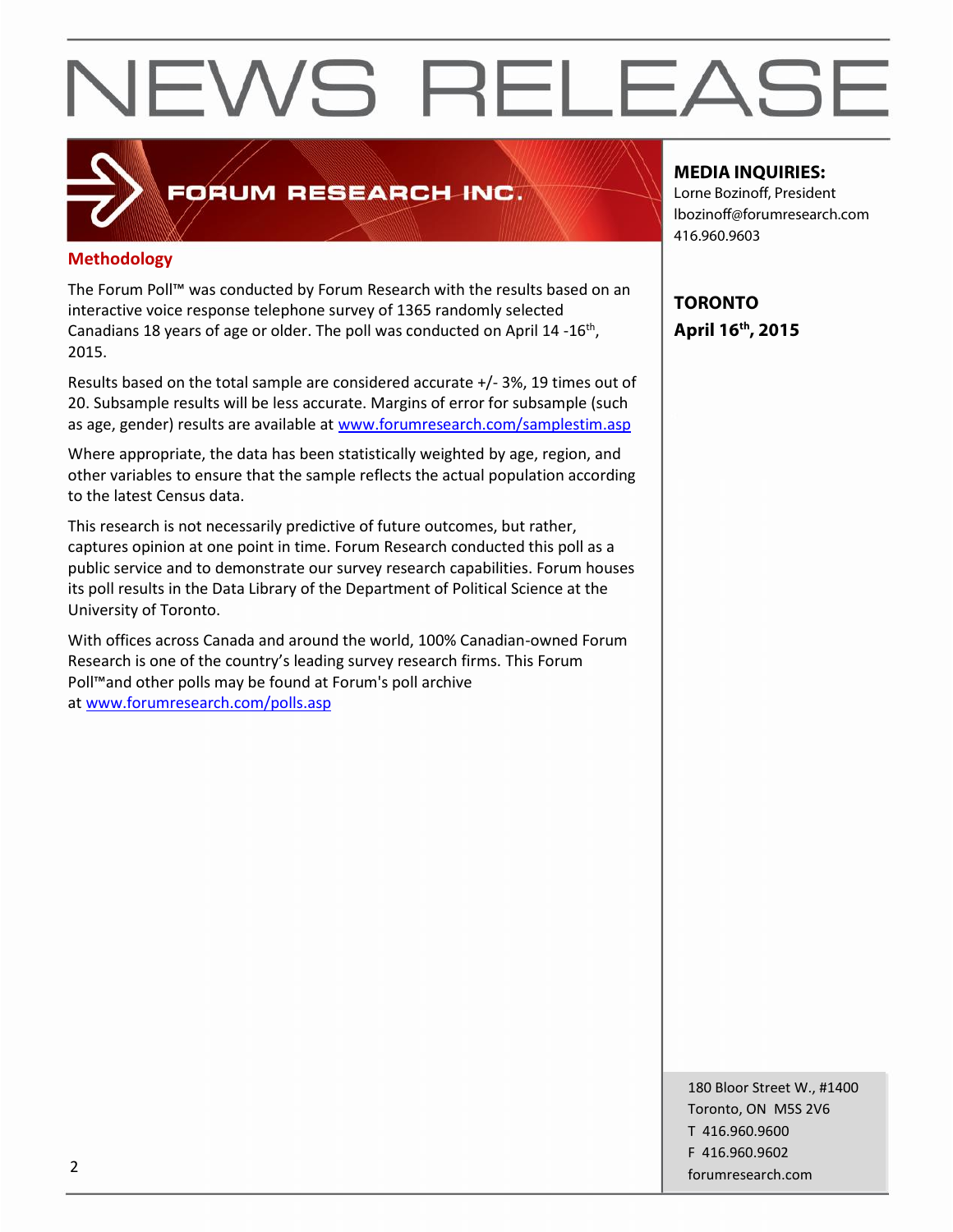# NEWS RELEASE

FORUM RESEARCH INC.

**MEDIA INQUIRIES:**
Lorne Bozinoff, President
lbozinoff@forumresearch.com
416.960.9603

**TORONTO**
**April 16th, 2015**

## Methodology

The Forum Poll™ was conducted by Forum Research with the results based on an interactive voice response telephone survey of 1365 randomly selected Canadians 18 years of age or older. The poll was conducted on April 14 -16th, 2015.

Results based on the total sample are considered accurate +/- 3%, 19 times out of 20. Subsample results will be less accurate. Margins of error for subsample (such as age, gender) results are available at www.forumresearch.com/samplestim.asp

Where appropriate, the data has been statistically weighted by age, region, and other variables to ensure that the sample reflects the actual population according to the latest Census data.

This research is not necessarily predictive of future outcomes, but rather, captures opinion at one point in time. Forum Research conducted this poll as a public service and to demonstrate our survey research capabilities. Forum houses its poll results in the Data Library of the Department of Political Science at the University of Toronto.

With offices across Canada and around the world, 100% Canadian-owned Forum Research is one of the country's leading survey research firms. This Forum Poll™and other polls may be found at Forum's poll archive at www.forumresearch.com/polls.asp

180 Bloor Street W., #1400
Toronto, ON M5S 2V6
T 416.960.9600
F 416.960.9602
forumresearch.com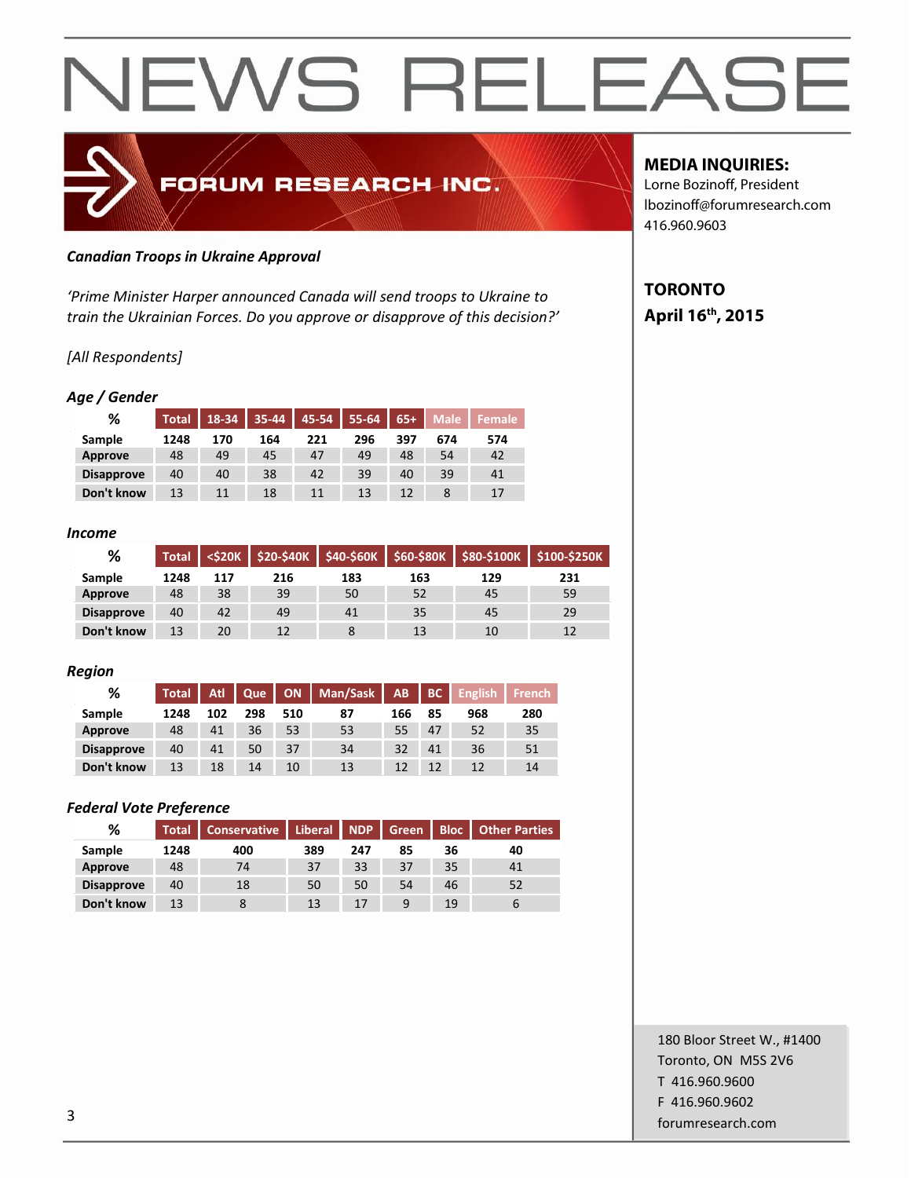# NEWS RELEASE

FORUM RESEARCH INC.

**MEDIA INQUIRIES:**
Lorne Bozinoff, President
lbozinoff@forumresearch.com
416.960.9603

**TORONTO**
**April 16th, 2015**

***Canadian Troops in Ukraine Approval***

*'Prime Minister Harper announced Canada will send troops to Ukraine to train the Ukrainian Forces. Do you approve or disapprove of this decision?'*

*[All Respondents]*

### *Age / Gender*

| % | Total | 18-34 | 35-44 | 45-54 | 55-64 | 65+ | Male | Female |
|---|---|---|---|---|---|---|---|---|
| Sample | 1248 | 170 | 164 | 221 | 296 | 397 | 674 | 574 |
| Approve | 48 | 49 | 45 | 47 | 49 | 48 | 54 | 42 |
| Disapprove | 40 | 40 | 38 | 42 | 39 | 40 | 39 | 41 |
| Don't know | 13 | 11 | 18 | 11 | 13 | 12 | 8 | 17 |

### *Income*

| % | Total | <$20K | $20-$40K | $40-$60K | $60-$80K | $80-$100K | $100-$250K |
|---|---|---|---|---|---|---|---|
| Sample | 1248 | 117 | 216 | 183 | 163 | 129 | 231 |
| Approve | 48 | 38 | 39 | 50 | 52 | 45 | 59 |
| Disapprove | 40 | 42 | 49 | 41 | 35 | 45 | 29 |
| Don't know | 13 | 20 | 12 | 8 | 13 | 10 | 12 |

### *Region*

| % | Total | Atl | Que | ON | Man/Sask | AB | BC | English | French |
|---|---|---|---|---|---|---|---|---|---|
| Sample | 1248 | 102 | 298 | 510 | 87 | 166 | 85 | 968 | 280 |
| Approve | 48 | 41 | 36 | 53 | 53 | 55 | 47 | 52 | 35 |
| Disapprove | 40 | 41 | 50 | 37 | 34 | 32 | 41 | 36 | 51 |
| Don't know | 13 | 18 | 14 | 10 | 13 | 12 | 12 | 12 | 14 |

### *Federal Vote Preference*

| % | Total | Conservative | Liberal | NDP | Green | Bloc | Other Parties |
|---|---|---|---|---|---|---|---|
| Sample | 1248 | 400 | 389 | 247 | 85 | 36 | 40 |
| Approve | 48 | 74 | 37 | 33 | 37 | 35 | 41 |
| Disapprove | 40 | 18 | 50 | 50 | 54 | 46 | 52 |
| Don't know | 13 | 8 | 13 | 17 | 9 | 19 | 6 |

180 Bloor Street W., #1400
Toronto, ON M5S 2V6
T 416.960.9600
F 416.960.9602
forumresearch.com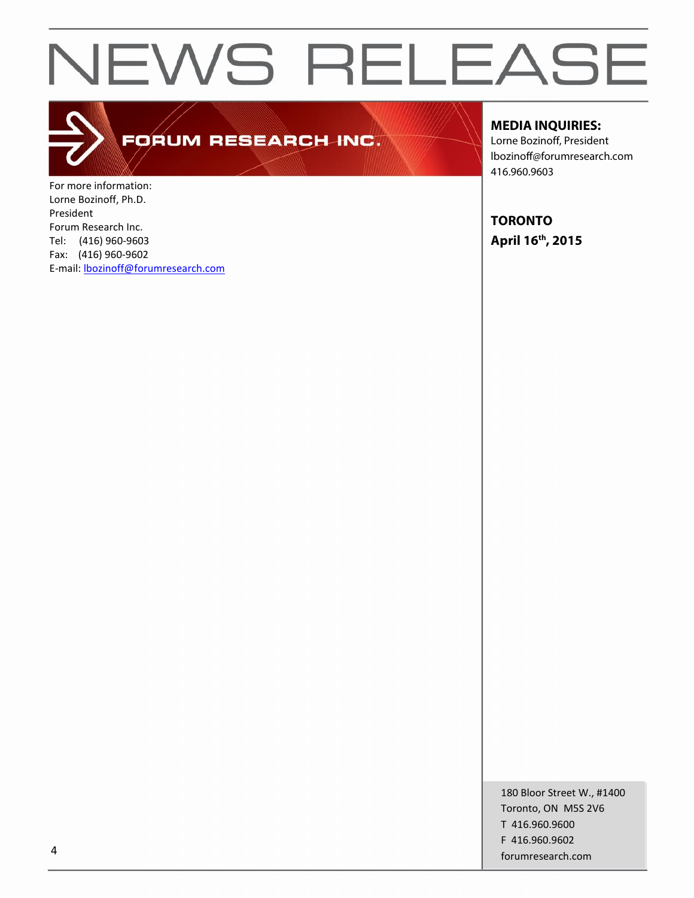# NEWS RELEASE

FORUM RESEARCH INC.

For more information:
Lorne Bozinoff, Ph.D.
President
Forum Research Inc.
Tel: (416) 960-9603
Fax: (416) 960-9602
E-mail: lbozinoff@forumresearch.com

**MEDIA INQUIRIES:**
Lorne Bozinoff, President
lbozinoff@forumresearch.com
416.960.9603

**TORONTO**
**April 16th, 2015**

180 Bloor Street W., #1400
Toronto, ON M5S 2V6
T 416.960.9600
F 416.960.9602
forumresearch.com